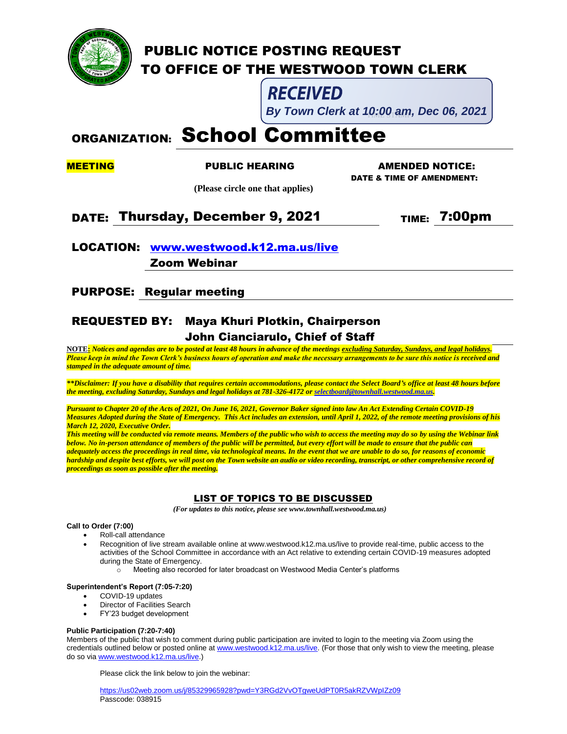# PUBLIC NOTICE POSTING REQUEST
# TO OFFICE OF THE WESTWOOD TOWN CLERK

**RECEIVED**
*By Town Clerk at 10:00 am, Dec 06, 2021*

## ORGANIZATION: School Committee

**MEETING** | **PUBLIC HEARING** | **AMENDED NOTICE:**
**DATE & TIME OF AMENDMENT:**

**(Please circle one that applies)**

**DATE: Thursday, December 9, 2021** **TIME: 7:00pm**

**LOCATION: www.westwood.k12.ma.us/live**
**Zoom Webinar**

**PURPOSE: Regular meeting**

**REQUESTED BY: Maya Khuri Plotkin, Chairperson**
**John Cianciarulo, Chief of Staff**

**NOTE:** ***Notices and agendas are to be posted at least 48 hours in advance of the meetings excluding Saturday, Sundays, and legal holidays. Please keep in mind the Town Clerk's business hours of operation and make the necessary arrangements to be sure this notice is received and stamped in the adequate amount of time.***

***\*\*Disclaimer: If you have a disability that requires certain accommodations, please contact the Select Board's office at least 48 hours before the meeting, excluding Saturday, Sundays and legal holidays at 781-326-4172 or selectboard@townhall.westwood.ma.us.***

***Pursuant to Chapter 20 of the Acts of 2021, On June 16, 2021, Governor Baker signed into law An Act Extending Certain COVID-19 Measures Adopted during the State of Emergency. This Act includes an extension, until April 1, 2022, of the remote meeting provisions of his March 12, 2020, Executive Order.***
***This meeting will be conducted via remote means. Members of the public who wish to access the meeting may do so by using the Webinar link below. No in-person attendance of members of the public will be permitted, but every effort will be made to ensure that the public can adequately access the proceedings in real time, via technological means. In the event that we are unable to do so, for reasons of economic hardship and despite best efforts, we will post on the Town website an audio or video recording, transcript, or other comprehensive record of proceedings as soon as possible after the meeting.***

## LIST OF TOPICS TO BE DISCUSSED

*(For updates to this notice, please see www.townhall.westwood.ma.us)*

**Call to Order (7:00)**

- Roll-call attendance
- Recognition of live stream available online at www.westwood.k12.ma.us/live to provide real-time, public access to the activities of the School Committee in accordance with an Act relative to extending certain COVID-19 measures adopted during the State of Emergency.
  - Meeting also recorded for later broadcast on Westwood Media Center's platforms

**Superintendent's Report (7:05-7:20)**

- COVID-19 updates
- Director of Facilities Search
- FY'23 budget development

**Public Participation (7:20-7:40)**

Members of the public that wish to comment during public participation are invited to login to the meeting via Zoom using the credentials outlined below or posted online at www.westwood.k12.ma.us/live. (For those that only wish to view the meeting, please do so via www.westwood.k12.ma.us/live.)

Please click the link below to join the webinar:

https://us02web.zoom.us/j/85329965928?pwd=Y3RGd2VvOTgweUdPT0R5akRZVWpIZz09
Passcode: 038915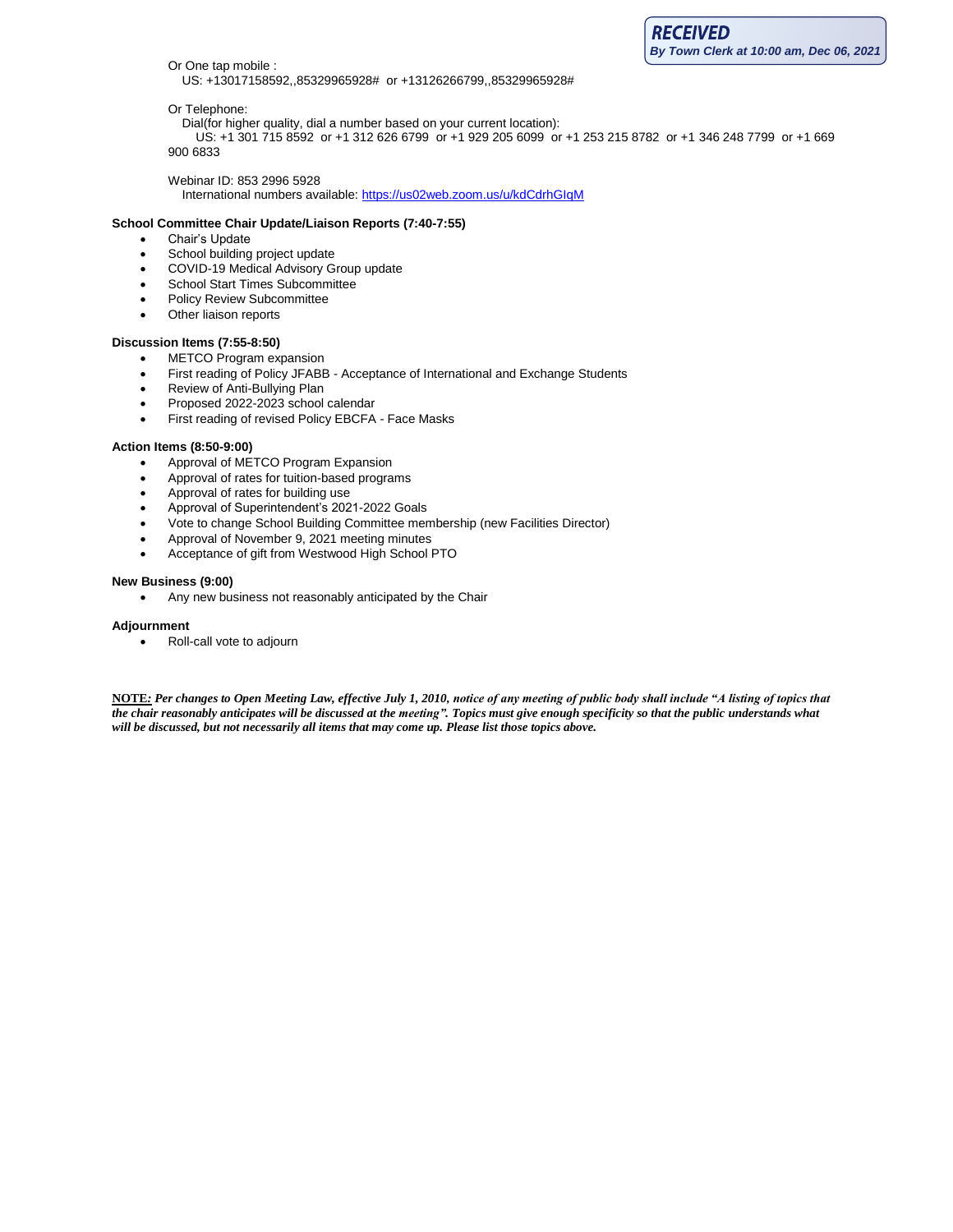**RECEIVED**
*By Town Clerk at 10:00 am, Dec 06, 2021*

Or One tap mobile :
US: +13017158592,,85329965928# or +13126266799,,85329965928#

Or Telephone:
Dial(for higher quality, dial a number based on your current location):
US: +1 301 715 8592 or +1 312 626 6799 or +1 929 205 6099 or +1 253 215 8782 or +1 346 248 7799 or +1 669 900 6833

Webinar ID: 853 2996 5928
International numbers available: https://us02web.zoom.us/u/kdCdrhGIqM

**School Committee Chair Update/Liaison Reports (7:40-7:55)**

- Chair's Update
- School building project update
- COVID-19 Medical Advisory Group update
- School Start Times Subcommittee
- Policy Review Subcommittee
- Other liaison reports

**Discussion Items (7:55-8:50)**

- METCO Program expansion
- First reading of Policy JFABB - Acceptance of International and Exchange Students
- Review of Anti-Bullying Plan
- Proposed 2022-2023 school calendar
- First reading of revised Policy EBCFA - Face Masks

**Action Items (8:50-9:00)**

- Approval of METCO Program Expansion
- Approval of rates for tuition-based programs
- Approval of rates for building use
- Approval of Superintendent's 2021-2022 Goals
- Vote to change School Building Committee membership (new Facilities Director)
- Approval of November 9, 2021 meeting minutes
- Acceptance of gift from Westwood High School PTO

**New Business (9:00)**

- Any new business not reasonably anticipated by the Chair

**Adjournment**

- Roll-call vote to adjourn

**NOTE:** ***Per changes to Open Meeting Law, effective July 1, 2010, notice of any meeting of public body shall include "A listing of topics that the chair reasonably anticipates will be discussed at the meeting". Topics must give enough specificity so that the public understands what will be discussed, but not necessarily all items that may come up. Please list those topics above.***